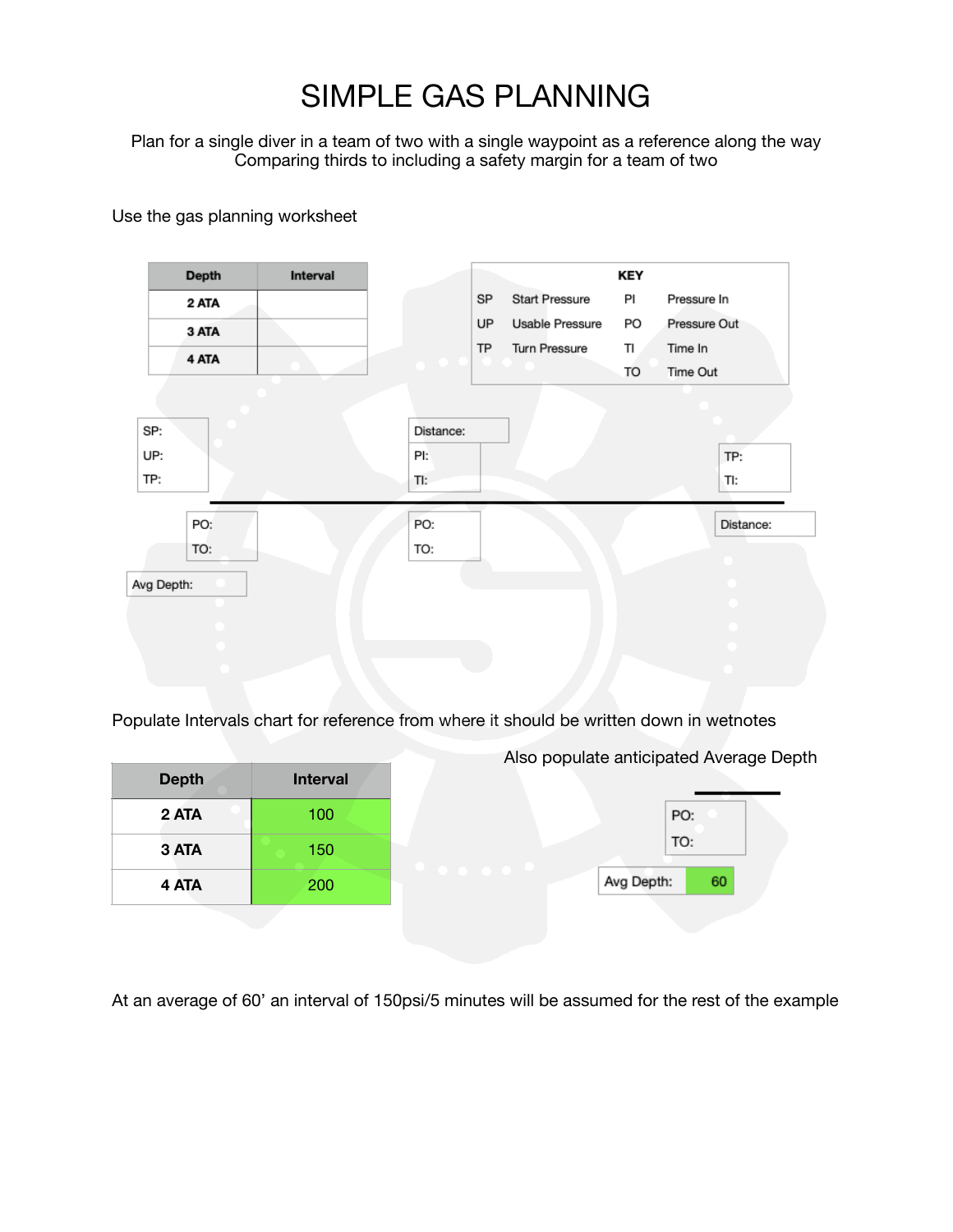# SIMPLE GAS PLANNING

Plan for a single diver in a team of two with a single waypoint as a reference along the way
Comparing thirds to including a safety margin for a team of two

Use the gas planning worksheet

| Depth | Interval |
| --- | --- |
| 2 ATA | |
| 3 ATA | |
| 4 ATA | |

| KEY | | | |
| --- | --- | --- | --- |
| SP | Start Pressure | PI | Pressure In |
| UP | Usable Pressure | PO | Pressure Out |
| TP | Turn Pressure | TI | Time In |
| | | TO | Time Out |

SP:
UP:
TP:

Distance:
PI:
TI:

TP:
TI:

PO:
TO:

PO:
TO:

Distance:

Avg Depth:

Populate Intervals chart for reference from where it should be written down in wetnotes

| Depth | Interval |
| --- | --- |
| 2 ATA | 100 |
| 3 ATA | 150 |
| 4 ATA | 200 |

Also populate anticipated Average Depth

PO:
TO:

Avg Depth: 60

At an average of 60' an interval of 150psi/5 minutes will be assumed for the rest of the example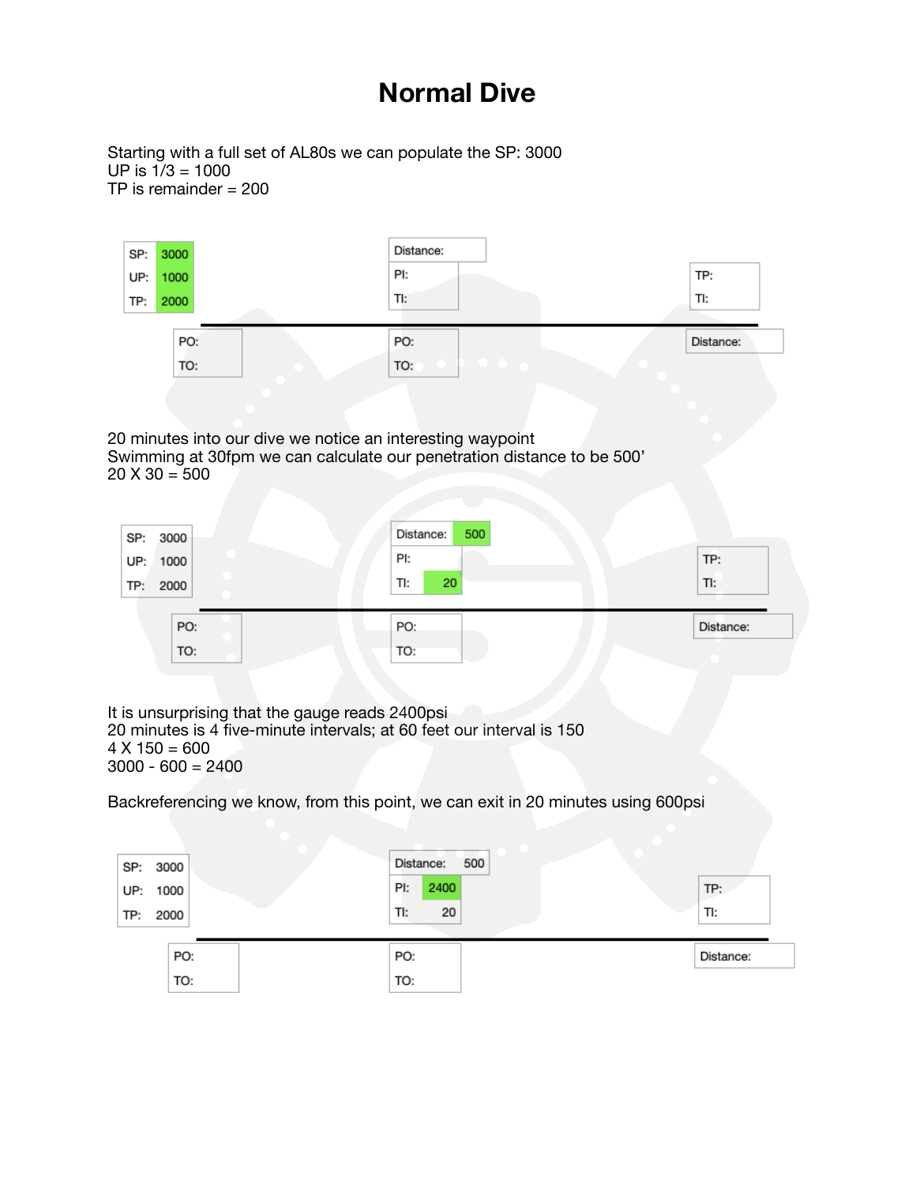# Normal Dive

Starting with a full set of AL80s we can populate the SP: 3000
UP is 1/3 = 1000
TP is remainder = 200

| | | |
|---|---|---|
| SP: 3000<br>UP: 1000<br>TP: 2000 | Distance:<br>PI:<br>TI: | TP:<br>TI: |
| PO:<br>TO: | PO:<br>TO: | Distance: |

20 minutes into our dive we notice an interesting waypoint
Swimming at 30fpm we can calculate our penetration distance to be 500'
20 X 30 = 500

| | | |
|---|---|---|
| SP: 3000<br>UP: 1000<br>TP: 2000 | Distance: 500<br>PI:<br>TI: 20 | TP:<br>TI: |
| PO:<br>TO: | PO:<br>TO: | Distance: |

It is unsurprising that the gauge reads 2400psi
20 minutes is 4 five-minute intervals; at 60 feet our interval is 150
4 X 150 = 600
3000 - 600 = 2400

Backreferencing we know, from this point, we can exit in 20 minutes using 600psi

| | | |
|---|---|---|
| SP: 3000<br>UP: 1000<br>TP: 2000 | Distance: 500<br>PI: 2400<br>TI: 20 | TP:<br>TI: |
| PO:<br>TO: | PO:<br>TO: | Distance: |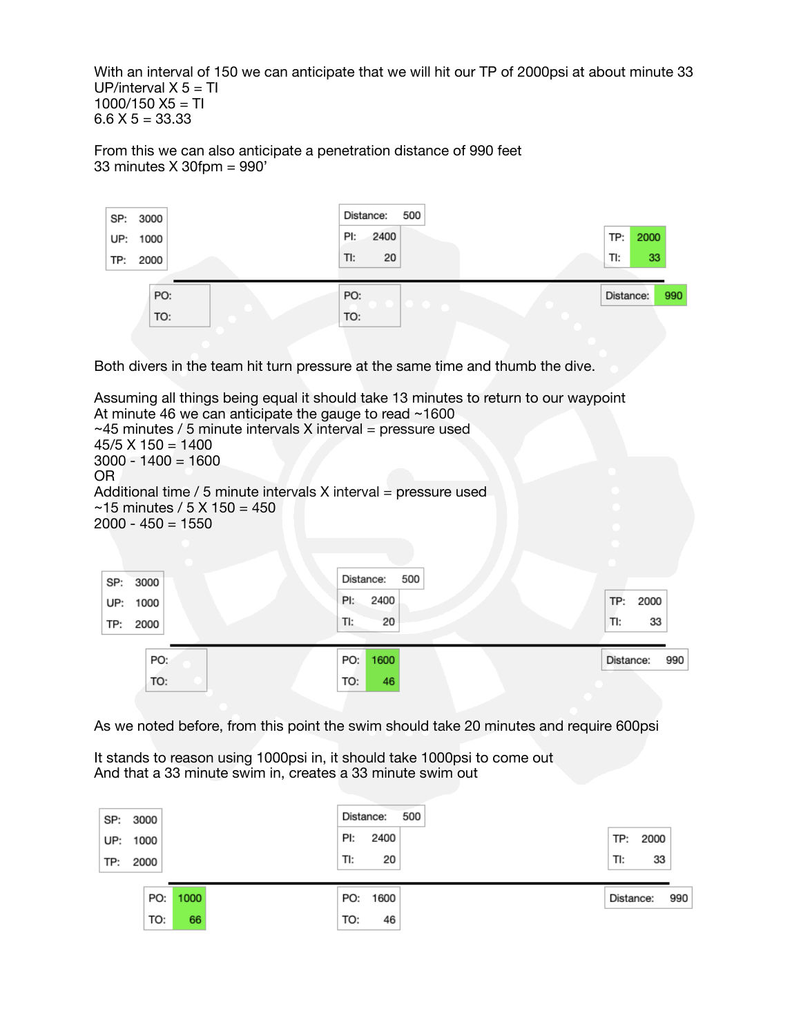With an interval of 150 we can anticipate that we will hit our TP of 2000psi at about minute 33
UP/interval X 5 = TI
1000/150 X5 = TI
6.6 X 5 = 33.33

From this we can also anticipate a penetration distance of 990 feet
33 minutes X 30fpm = 990'

| | | |
|---|---|---|
| SP: 3000<br>UP: 1000<br>TP: 2000 | Distance: 500<br>PI: 2400<br>TI: 20 | TP: 2000<br>TI: 33 |
| PO:<br>TO: | PO:<br>TO: | Distance: 990 |

Both divers in the team hit turn pressure at the same time and thumb the dive.

Assuming all things being equal it should take 13 minutes to return to our waypoint
At minute 46 we can anticipate the gauge to read ~1600
~45 minutes / 5 minute intervals X interval = pressure used
45/5 X 150 = 1400
3000 - 1400 = 1600
OR
Additional time / 5 minute intervals X interval = pressure used
~15 minutes / 5 X 150 = 450
2000 - 450 = 1550

| | | |
|---|---|---|
| SP: 3000<br>UP: 1000<br>TP: 2000 | Distance: 500<br>PI: 2400<br>TI: 20 | TP: 2000<br>TI: 33 |
| PO:<br>TO: | PO: 1600<br>TO: 46 | Distance: 990 |

As we noted before, from this point the swim should take 20 minutes and require 600psi

It stands to reason using 1000psi in, it should take 1000psi to come out
And that a 33 minute swim in, creates a 33 minute swim out

| | | |
|---|---|---|
| SP: 3000<br>UP: 1000<br>TP: 2000 | Distance: 500<br>PI: 2400<br>TI: 20 | TP: 2000<br>TI: 33 |
| PO: 1000<br>TO: 66 | PO: 1600<br>TO: 46 | Distance: 990 |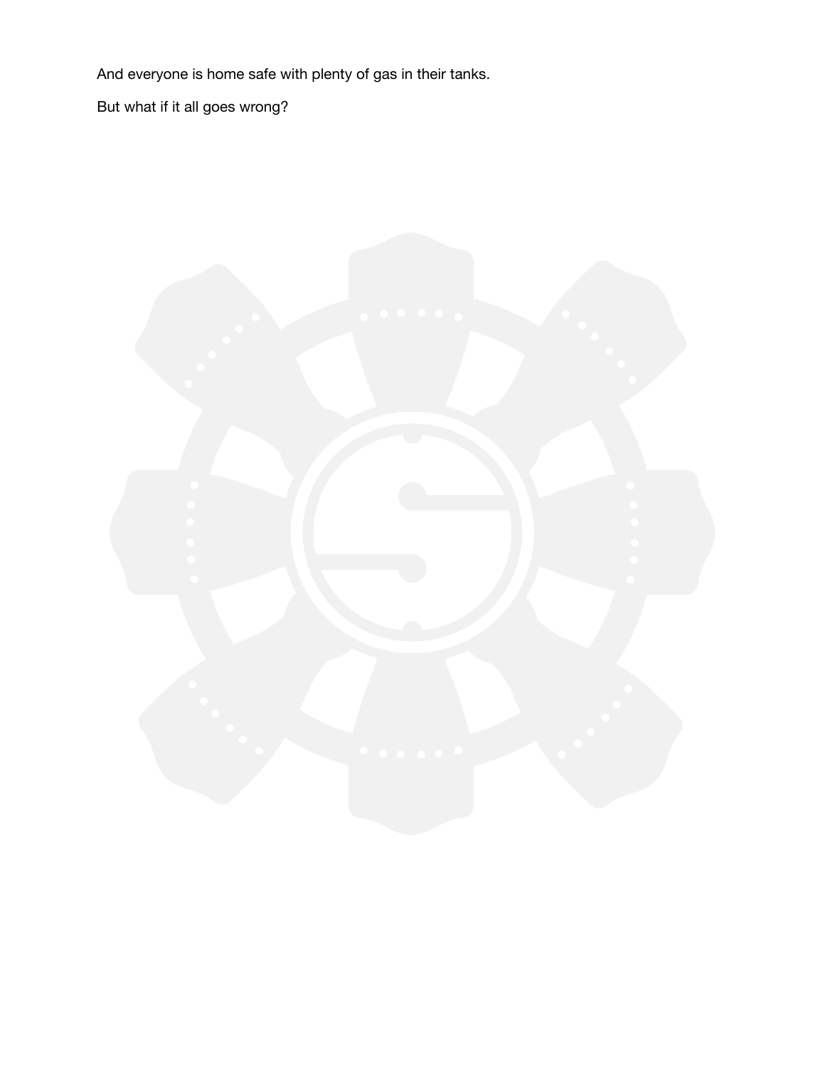And everyone is home safe with plenty of gas in their tanks.

But what if it all goes wrong?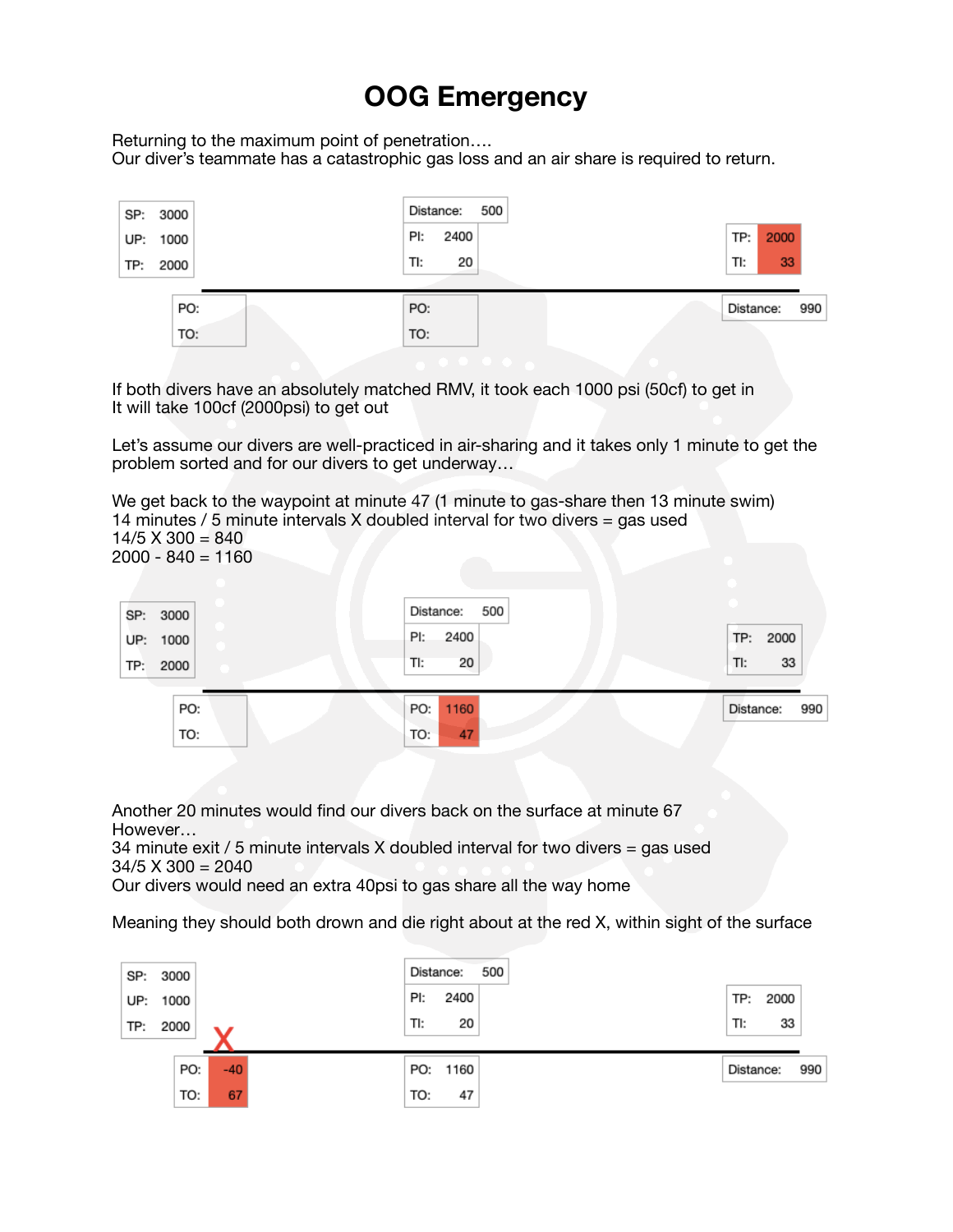# OOG Emergency

Returning to the maximum point of penetration….
Our diver's teammate has a catastrophic gas loss and an air share is required to return.

| | | |
|---|---|---|
| SP: 3000<br>UP: 1000<br>TP: 2000 | Distance: 500<br>PI: 2400<br>TI: 20 | TP: 2000<br>TI: 33 |
| PO:<br>TO: | PO:<br>TO: | Distance: 990 |

If both divers have an absolutely matched RMV, it took each 1000 psi (50cf) to get in
It will take 100cf (2000psi) to get out

Let's assume our divers are well-practiced in air-sharing and it takes only 1 minute to get the problem sorted and for our divers to get underway…

We get back to the waypoint at minute 47 (1 minute to gas-share then 13 minute swim)
14 minutes / 5 minute intervals X doubled interval for two divers = gas used
14/5 X 300 = 840
2000 - 840 = 1160

| | | |
|---|---|---|
| SP: 3000<br>UP: 1000<br>TP: 2000 | Distance: 500<br>PI: 2400<br>TI: 20 | TP: 2000<br>TI: 33 |
| PO:<br>TO: | PO: 1160<br>TO: 47 | Distance: 990 |

Another 20 minutes would find our divers back on the surface at minute 67
However…
34 minute exit / 5 minute intervals X doubled interval for two divers = gas used
34/5 X 300 = 2040
Our divers would need an extra 40psi to gas share all the way home

Meaning they should both drown and die right about at the red X, within sight of the surface

| | | |
|---|---|---|
| SP: 3000<br>UP: 1000<br>TP: 2000 | Distance: 500<br>PI: 2400<br>TI: 20 | TP: 2000<br>TI: 33 |
| X<br>PO: -40<br>TO: 67 | PO: 1160<br>TO: 47 | Distance: 990 |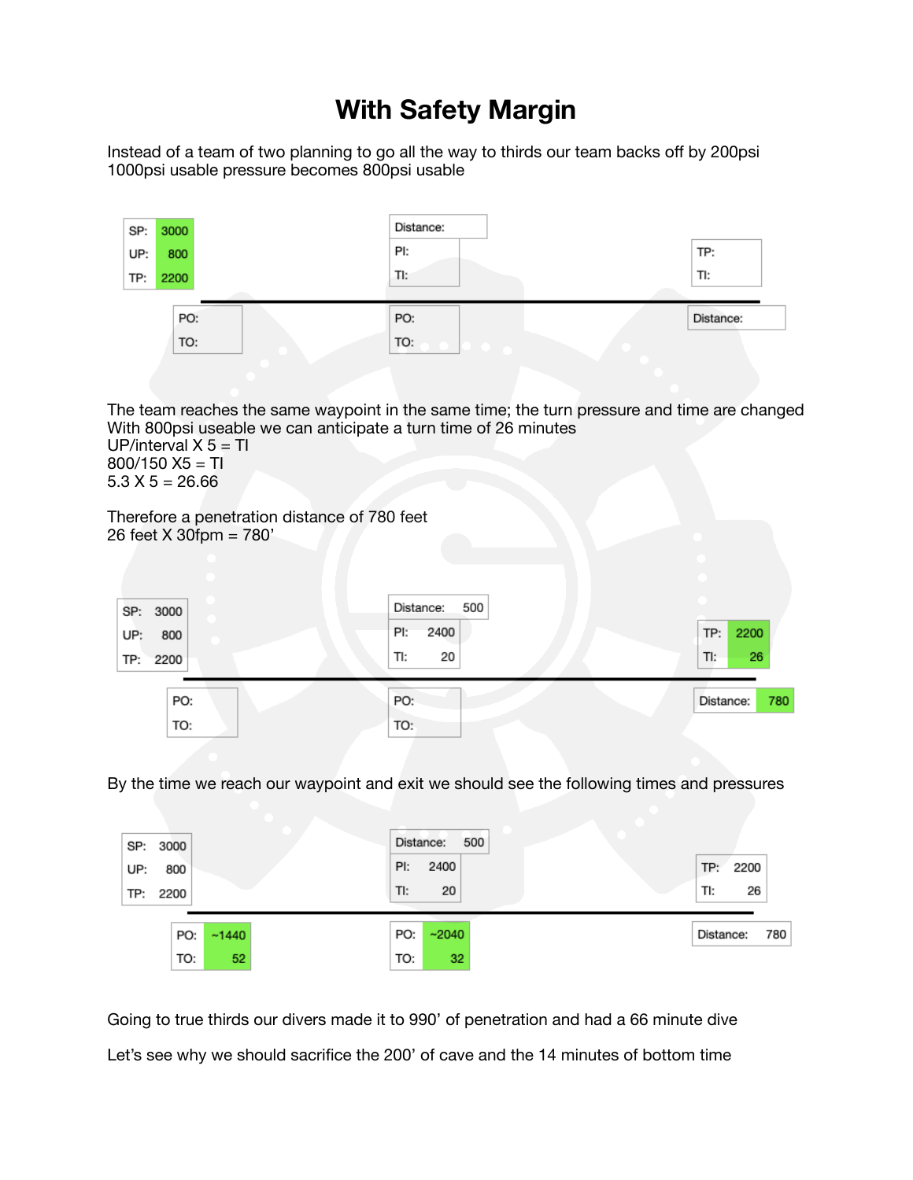# With Safety Margin

Instead of a team of two planning to go all the way to thirds our team backs off by 200psi
1000psi usable pressure becomes 800psi usable

| Start | | Waypoint | | Turn | |
|---|---|---|---|---|---|
| SP: | 3000 | Distance: | | TP: | |
| UP: | 800 | PI: | | TI: | |
| TP: | 2200 | TI: | | Distance: | |
| PO: | | PO: | | | |
| TO: | | TO: | | | |

The team reaches the same waypoint in the same time; the turn pressure and time are changed
With 800psi useable we can anticipate a turn time of 26 minutes
UP/interval X 5 = TI
800/150 X5 = TI
5.3 X 5 = 26.66

Therefore a penetration distance of 780 feet
26 feet X 30fpm = 780’

| Start | | Waypoint | | Turn | |
|---|---|---|---|---|---|
| SP: | 3000 | Distance: | 500 | TP: | 2200 |
| UP: | 800 | PI: | 2400 | TI: | 26 |
| TP: | 2200 | TI: | 20 | Distance: | 780 |
| PO: | | PO: | | | |
| TO: | | TO: | | | |

By the time we reach our waypoint and exit we should see the following times and pressures

| Start | | Waypoint | | Turn | |
|---|---|---|---|---|---|
| SP: | 3000 | Distance: | 500 | TP: | 2200 |
| UP: | 800 | PI: | 2400 | TI: | 26 |
| TP: | 2200 | TI: | 20 | Distance: | 780 |
| PO: | ~1440 | PO: | ~2040 | | |
| TO: | 52 | TO: | 32 | | |

Going to true thirds our divers made it to 990’ of penetration and had a 66 minute dive

Let’s see why we should sacrifice the 200’ of cave and the 14 minutes of bottom time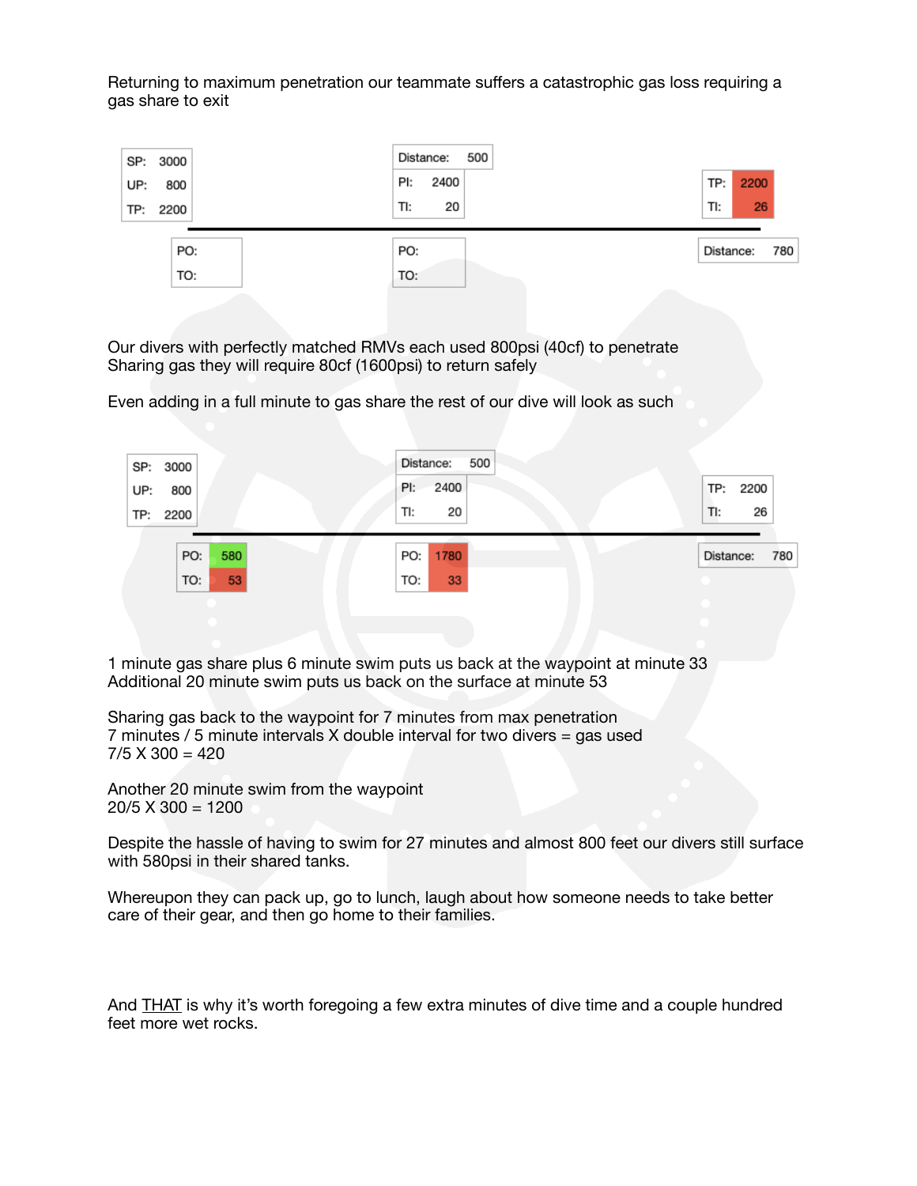Returning to maximum penetration our teammate suffers a catastrophic gas loss requiring a gas share to exit

SP: 3000
UP: 800
TP: 2200

Distance: 500
PI: 2400
TI: 20

TP: 2200
TI: 26

PO:
TO:

PO:
TO:

Distance: 780

Our divers with perfectly matched RMVs each used 800psi (40cf) to penetrate
Sharing gas they will require 80cf (1600psi) to return safely

Even adding in a full minute to gas share the rest of our dive will look as such

SP: 3000
UP: 800
TP: 2200

Distance: 500
PI: 2400
TI: 20

TP: 2200
TI: 26

PO: 580
TO: 53

PO: 1780
TO: 33

Distance: 780

1 minute gas share plus 6 minute swim puts us back at the waypoint at minute 33
Additional 20 minute swim puts us back on the surface at minute 53

Sharing gas back to the waypoint for 7 minutes from max penetration
7 minutes / 5 minute intervals X double interval for two divers = gas used
$7/5 \times 300 = 420$

Another 20 minute swim from the waypoint
$20/5 \times 300 = 1200$

Despite the hassle of having to swim for 27 minutes and almost 800 feet our divers still surface with 580psi in their shared tanks.

Whereupon they can pack up, go to lunch, laugh about how someone needs to take better care of their gear, and then go home to their families.

And <u>THAT</u> is why it's worth foregoing a few extra minutes of dive time and a couple hundred feet more wet rocks.